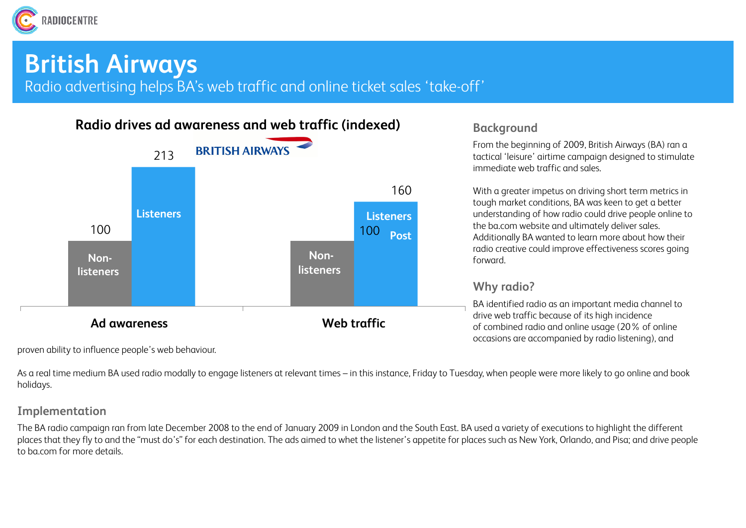# British Airways

Radio advertising helps BA's web traffic and online ticket sales 'take-off'

**Radio drives ad awareness and web traffic (indexed)**

| | Non-listeners | Listeners |
|---|---|---|
| Ad awareness | 100 | 213 |
| Web traffic | 100 | 160 |

## Background

From the beginning of 2009, British Airways (BA) ran a tactical 'leisure' airtime campaign designed to stimulate immediate web traffic and sales.

With a greater impetus on driving short term metrics in tough market conditions, BA was keen to get a better understanding of how radio could drive people online to the ba.com website and ultimately deliver sales. Additionally BA wanted to learn more about how their radio creative could improve effectiveness scores going forward.

## Why radio?

BA identified radio as an important media channel to drive web traffic because of its high incidence of combined radio and online usage (20 % of online occasions are accompanied by radio listening), and proven ability to influence people's web behaviour.

As a real time medium BA used radio modally to engage listeners at relevant times – in this instance, Friday to Tuesday, when people were more likely to go online and book holidays.

## Implementation

The BA radio campaign ran from late December 2008 to the end of January 2009 in London and the South East. BA used a variety of executions to highlight the different places that they fly to and the "must do's" for each destination. The ads aimed to whet the listener's appetite for places such as New York, Orlando, and Pisa; and drive people to ba.com for more details.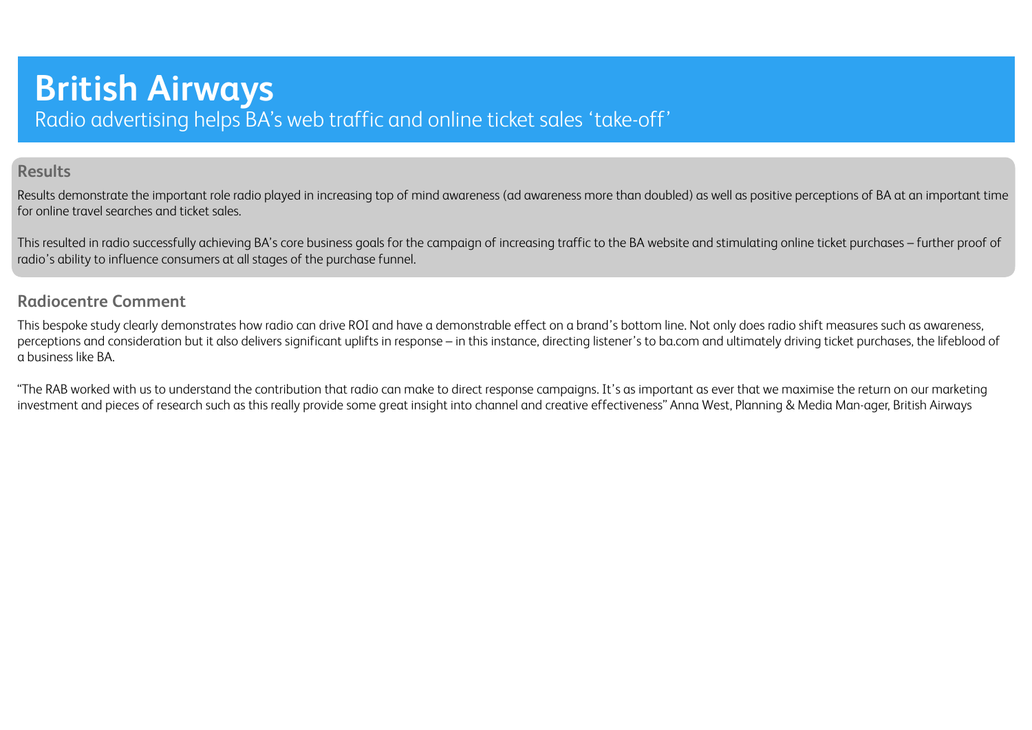# British Airways

Radio advertising helps BA's web traffic and online ticket sales 'take-off'

## Results

Results demonstrate the important role radio played in increasing top of mind awareness (ad awareness more than doubled) as well as positive perceptions of BA at an important time for online travel searches and ticket sales.

This resulted in radio successfully achieving BA's core business goals for the campaign of increasing traffic to the BA website and stimulating online ticket purchases – further proof of radio's ability to influence consumers at all stages of the purchase funnel.

## Radiocentre Comment

This bespoke study clearly demonstrates how radio can drive ROI and have a demonstrable effect on a brand's bottom line. Not only does radio shift measures such as awareness, perceptions and consideration but it also delivers significant uplifts in response – in this instance, directing listener's to ba.com and ultimately driving ticket purchases, the lifeblood of a business like BA.

"The RAB worked with us to understand the contribution that radio can make to direct response campaigns. It's as important as ever that we maximise the return on our marketing investment and pieces of research such as this really provide some great insight into channel and creative effectiveness" Anna West, Planning & Media Man-ager, British Airways